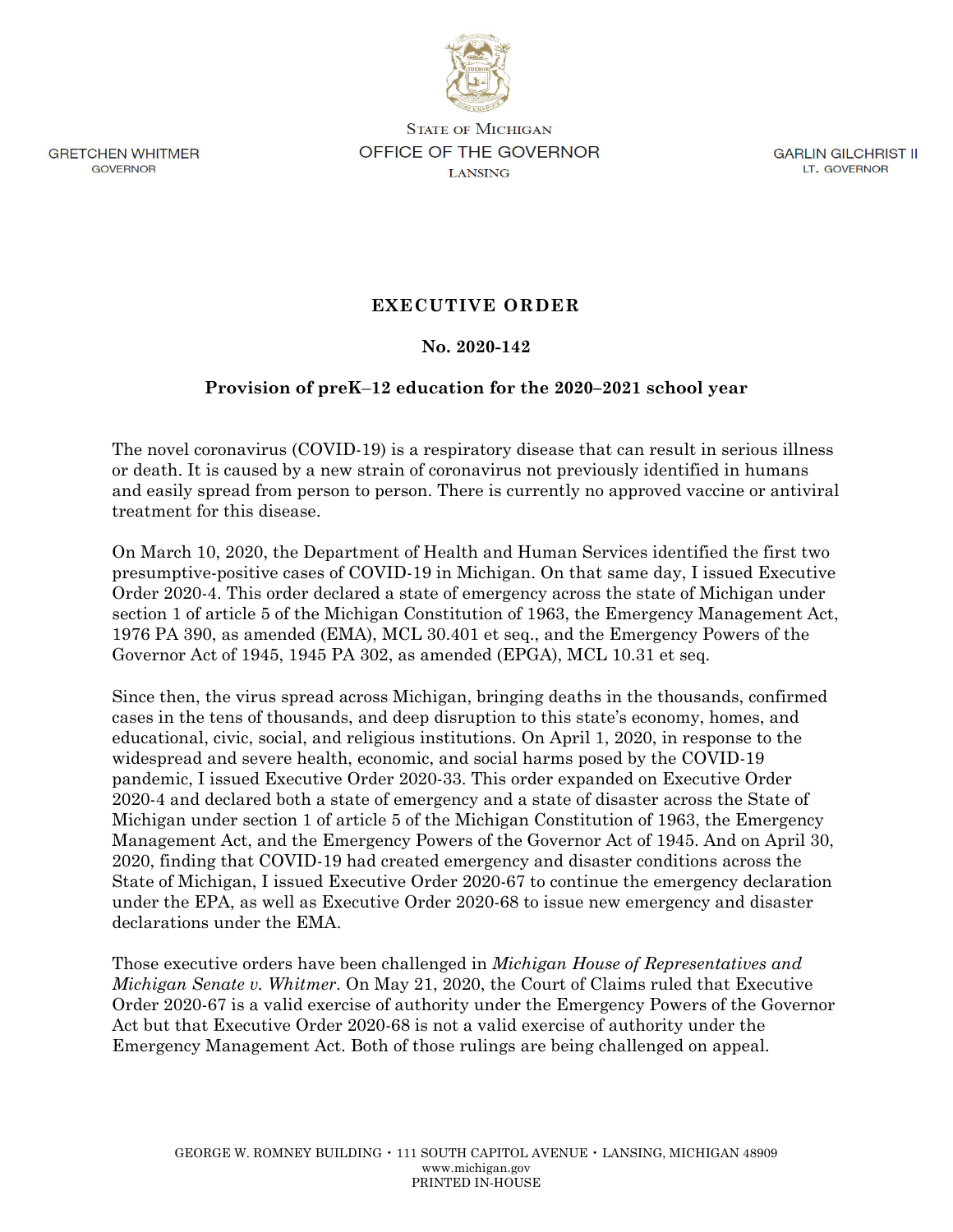STATE OF MICHIGAN

OFFICE OF THE GOVERNOR

LANSING

GRETCHEN WHITMER
GOVERNOR

GARLIN GILCHRIST II
LT. GOVERNOR

## EXECUTIVE ORDER

### No. 2020-142

### Provision of preK–12 education for the 2020–2021 school year

The novel coronavirus (COVID-19) is a respiratory disease that can result in serious illness or death. It is caused by a new strain of coronavirus not previously identified in humans and easily spread from person to person. There is currently no approved vaccine or antiviral treatment for this disease.

On March 10, 2020, the Department of Health and Human Services identified the first two presumptive-positive cases of COVID-19 in Michigan. On that same day, I issued Executive Order 2020-4. This order declared a state of emergency across the state of Michigan under section 1 of article 5 of the Michigan Constitution of 1963, the Emergency Management Act, 1976 PA 390, as amended (EMA), MCL 30.401 et seq., and the Emergency Powers of the Governor Act of 1945, 1945 PA 302, as amended (EPGA), MCL 10.31 et seq.

Since then, the virus spread across Michigan, bringing deaths in the thousands, confirmed cases in the tens of thousands, and deep disruption to this state's economy, homes, and educational, civic, social, and religious institutions. On April 1, 2020, in response to the widespread and severe health, economic, and social harms posed by the COVID-19 pandemic, I issued Executive Order 2020-33. This order expanded on Executive Order 2020-4 and declared both a state of emergency and a state of disaster across the State of Michigan under section 1 of article 5 of the Michigan Constitution of 1963, the Emergency Management Act, and the Emergency Powers of the Governor Act of 1945. And on April 30, 2020, finding that COVID-19 had created emergency and disaster conditions across the State of Michigan, I issued Executive Order 2020-67 to continue the emergency declaration under the EPA, as well as Executive Order 2020-68 to issue new emergency and disaster declarations under the EMA.

Those executive orders have been challenged in *Michigan House of Representatives and Michigan Senate v. Whitmer*. On May 21, 2020, the Court of Claims ruled that Executive Order 2020-67 is a valid exercise of authority under the Emergency Powers of the Governor Act but that Executive Order 2020-68 is not a valid exercise of authority under the Emergency Management Act. Both of those rulings are being challenged on appeal.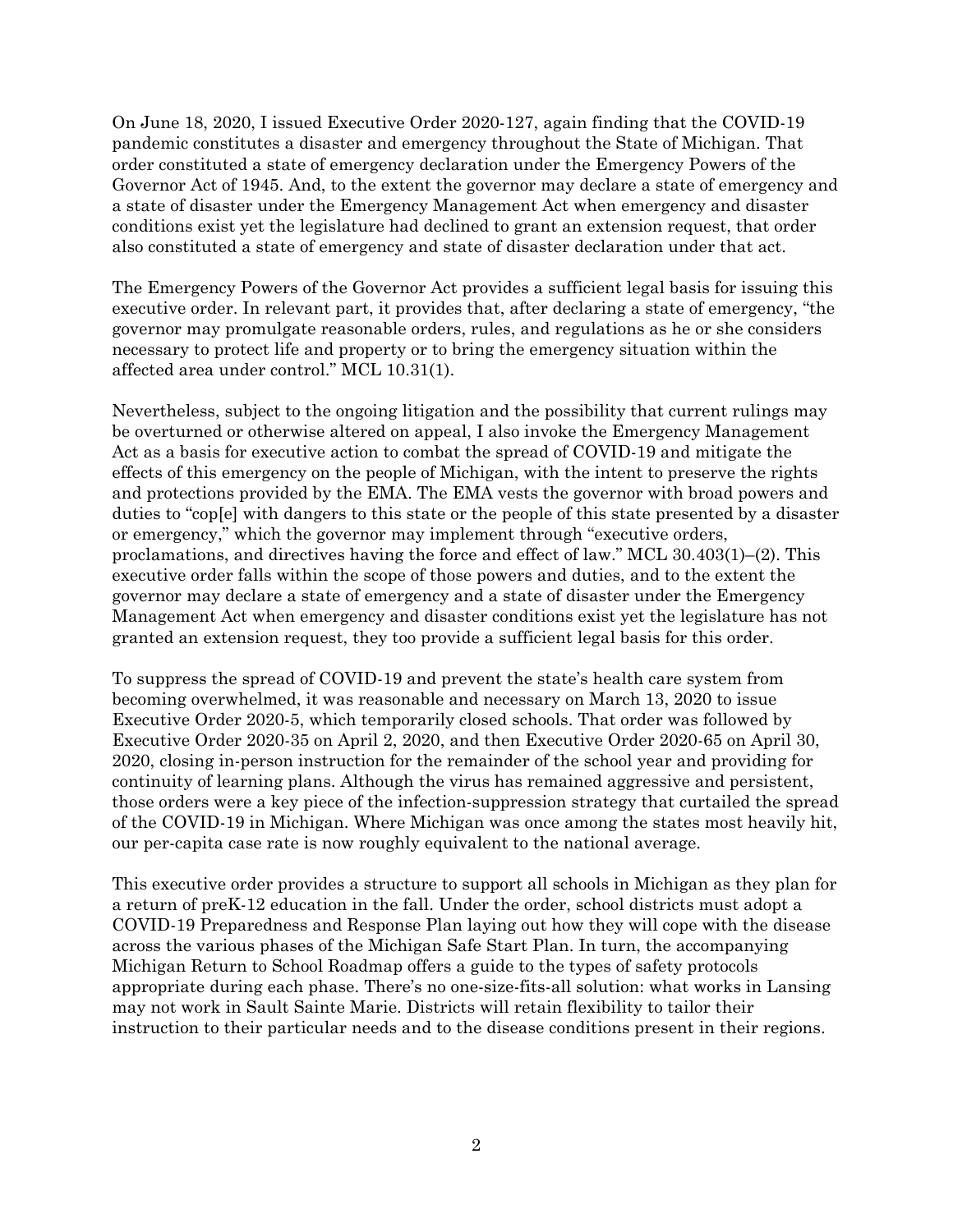On June 18, 2020, I issued Executive Order 2020-127, again finding that the COVID-19 pandemic constitutes a disaster and emergency throughout the State of Michigan. That order constituted a state of emergency declaration under the Emergency Powers of the Governor Act of 1945. And, to the extent the governor may declare a state of emergency and a state of disaster under the Emergency Management Act when emergency and disaster conditions exist yet the legislature had declined to grant an extension request, that order also constituted a state of emergency and state of disaster declaration under that act.

The Emergency Powers of the Governor Act provides a sufficient legal basis for issuing this executive order. In relevant part, it provides that, after declaring a state of emergency, "the governor may promulgate reasonable orders, rules, and regulations as he or she considers necessary to protect life and property or to bring the emergency situation within the affected area under control." MCL 10.31(1).

Nevertheless, subject to the ongoing litigation and the possibility that current rulings may be overturned or otherwise altered on appeal, I also invoke the Emergency Management Act as a basis for executive action to combat the spread of COVID-19 and mitigate the effects of this emergency on the people of Michigan, with the intent to preserve the rights and protections provided by the EMA. The EMA vests the governor with broad powers and duties to "cop[e] with dangers to this state or the people of this state presented by a disaster or emergency," which the governor may implement through "executive orders, proclamations, and directives having the force and effect of law." MCL 30.403(1)–(2). This executive order falls within the scope of those powers and duties, and to the extent the governor may declare a state of emergency and a state of disaster under the Emergency Management Act when emergency and disaster conditions exist yet the legislature has not granted an extension request, they too provide a sufficient legal basis for this order.

To suppress the spread of COVID-19 and prevent the state's health care system from becoming overwhelmed, it was reasonable and necessary on March 13, 2020 to issue Executive Order 2020-5, which temporarily closed schools. That order was followed by Executive Order 2020-35 on April 2, 2020, and then Executive Order 2020-65 on April 30, 2020, closing in-person instruction for the remainder of the school year and providing for continuity of learning plans. Although the virus has remained aggressive and persistent, those orders were a key piece of the infection-suppression strategy that curtailed the spread of the COVID-19 in Michigan. Where Michigan was once among the states most heavily hit, our per-capita case rate is now roughly equivalent to the national average.

This executive order provides a structure to support all schools in Michigan as they plan for a return of preK-12 education in the fall. Under the order, school districts must adopt a COVID-19 Preparedness and Response Plan laying out how they will cope with the disease across the various phases of the Michigan Safe Start Plan. In turn, the accompanying Michigan Return to School Roadmap offers a guide to the types of safety protocols appropriate during each phase. There's no one-size-fits-all solution: what works in Lansing may not work in Sault Sainte Marie. Districts will retain flexibility to tailor their instruction to their particular needs and to the disease conditions present in their regions.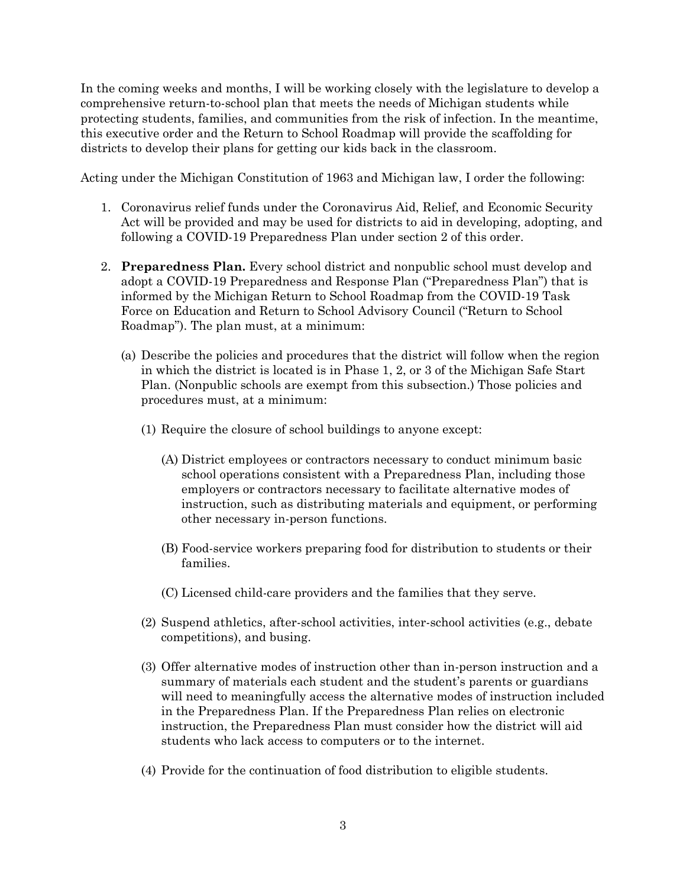In the coming weeks and months, I will be working closely with the legislature to develop a comprehensive return-to-school plan that meets the needs of Michigan students while protecting students, families, and communities from the risk of infection. In the meantime, this executive order and the Return to School Roadmap will provide the scaffolding for districts to develop their plans for getting our kids back in the classroom.

Acting under the Michigan Constitution of 1963 and Michigan law, I order the following:

1. Coronavirus relief funds under the Coronavirus Aid, Relief, and Economic Security Act will be provided and may be used for districts to aid in developing, adopting, and following a COVID-19 Preparedness Plan under section 2 of this order.

2. **Preparedness Plan.** Every school district and nonpublic school must develop and adopt a COVID-19 Preparedness and Response Plan ("Preparedness Plan") that is informed by the Michigan Return to School Roadmap from the COVID-19 Task Force on Education and Return to School Advisory Council ("Return to School Roadmap"). The plan must, at a minimum:

   (a) Describe the policies and procedures that the district will follow when the region in which the district is located is in Phase 1, 2, or 3 of the Michigan Safe Start Plan. (Nonpublic schools are exempt from this subsection.) Those policies and procedures must, at a minimum:

      (1) Require the closure of school buildings to anyone except:

         (A) District employees or contractors necessary to conduct minimum basic school operations consistent with a Preparedness Plan, including those employers or contractors necessary to facilitate alternative modes of instruction, such as distributing materials and equipment, or performing other necessary in-person functions.

         (B) Food-service workers preparing food for distribution to students or their families.

         (C) Licensed child-care providers and the families that they serve.

      (2) Suspend athletics, after-school activities, inter-school activities (e.g., debate competitions), and busing.

      (3) Offer alternative modes of instruction other than in-person instruction and a summary of materials each student and the student's parents or guardians will need to meaningfully access the alternative modes of instruction included in the Preparedness Plan. If the Preparedness Plan relies on electronic instruction, the Preparedness Plan must consider how the district will aid students who lack access to computers or to the internet.

      (4) Provide for the continuation of food distribution to eligible students.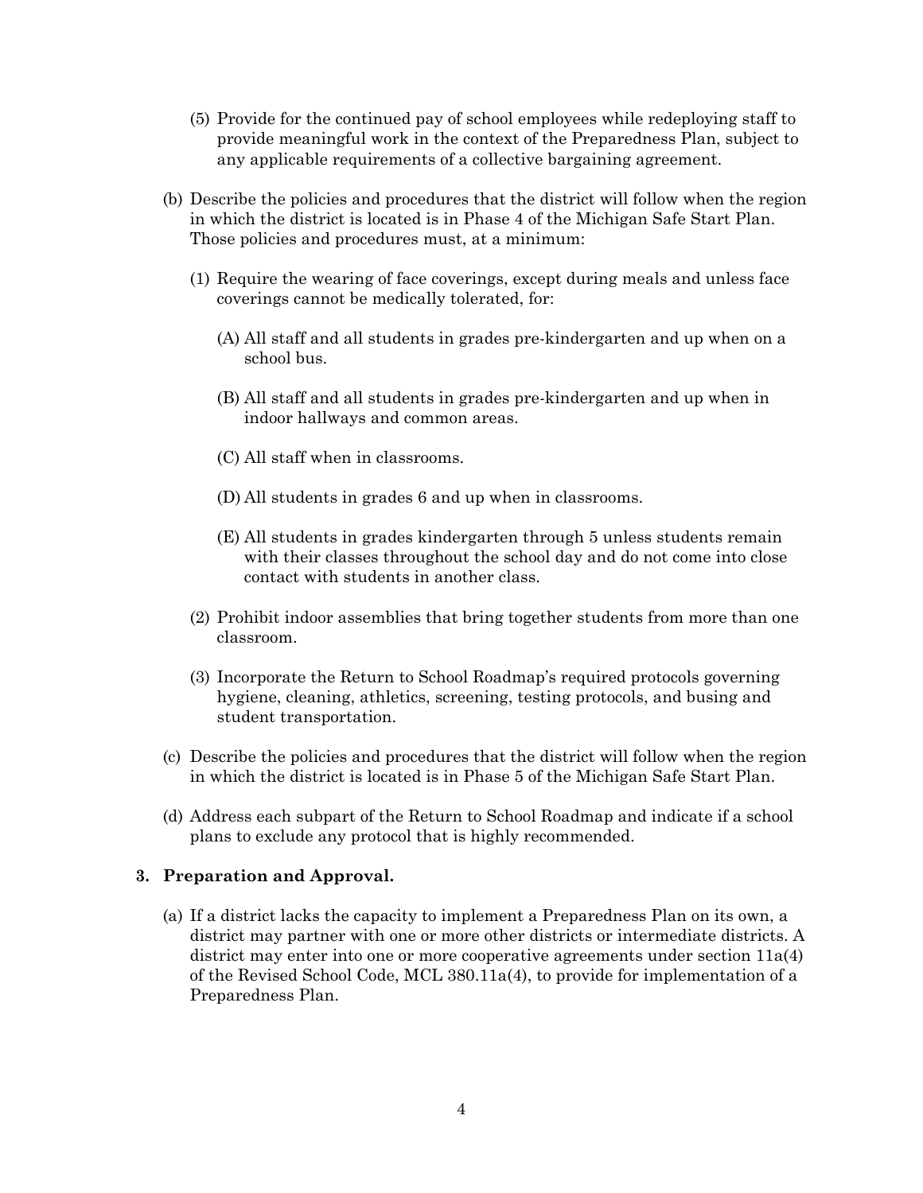(5) Provide for the continued pay of school employees while redeploying staff to provide meaningful work in the context of the Preparedness Plan, subject to any applicable requirements of a collective bargaining agreement.

(b) Describe the policies and procedures that the district will follow when the region in which the district is located is in Phase 4 of the Michigan Safe Start Plan. Those policies and procedures must, at a minimum:

(1) Require the wearing of face coverings, except during meals and unless face coverings cannot be medically tolerated, for:

(A) All staff and all students in grades pre-kindergarten and up when on a school bus.

(B) All staff and all students in grades pre-kindergarten and up when in indoor hallways and common areas.

(C) All staff when in classrooms.

(D) All students in grades 6 and up when in classrooms.

(E) All students in grades kindergarten through 5 unless students remain with their classes throughout the school day and do not come into close contact with students in another class.

(2) Prohibit indoor assemblies that bring together students from more than one classroom.

(3) Incorporate the Return to School Roadmap's required protocols governing hygiene, cleaning, athletics, screening, testing protocols, and busing and student transportation.

(c) Describe the policies and procedures that the district will follow when the region in which the district is located is in Phase 5 of the Michigan Safe Start Plan.

(d) Address each subpart of the Return to School Roadmap and indicate if a school plans to exclude any protocol that is highly recommended.

**3. Preparation and Approval.**

(a) If a district lacks the capacity to implement a Preparedness Plan on its own, a district may partner with one or more other districts or intermediate districts. A district may enter into one or more cooperative agreements under section 11a(4) of the Revised School Code, MCL 380.11a(4), to provide for implementation of a Preparedness Plan.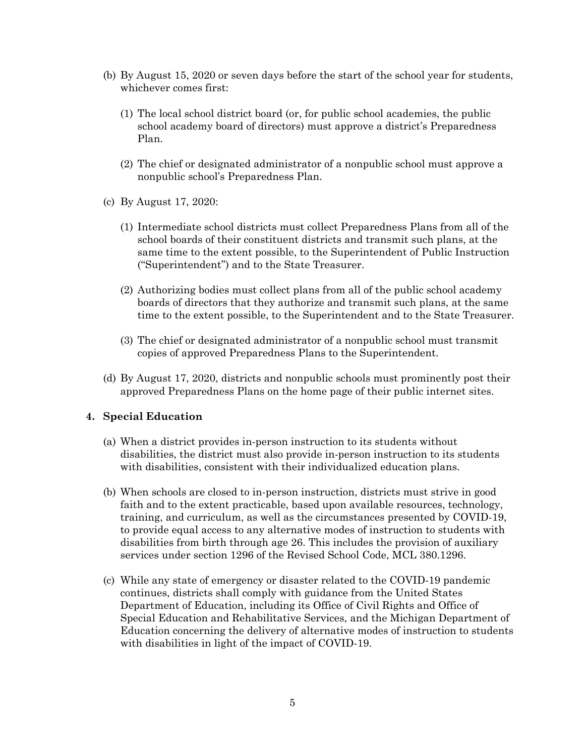(b) By August 15, 2020 or seven days before the start of the school year for students, whichever comes first:

   (1) The local school district board (or, for public school academies, the public school academy board of directors) must approve a district's Preparedness Plan.

   (2) The chief or designated administrator of a nonpublic school must approve a nonpublic school's Preparedness Plan.

(c) By August 17, 2020:

   (1) Intermediate school districts must collect Preparedness Plans from all of the school boards of their constituent districts and transmit such plans, at the same time to the extent possible, to the Superintendent of Public Instruction ("Superintendent") and to the State Treasurer.

   (2) Authorizing bodies must collect plans from all of the public school academy boards of directors that they authorize and transmit such plans, at the same time to the extent possible, to the Superintendent and to the State Treasurer.

   (3) The chief or designated administrator of a nonpublic school must transmit copies of approved Preparedness Plans to the Superintendent.

(d) By August 17, 2020, districts and nonpublic schools must prominently post their approved Preparedness Plans on the home page of their public internet sites.

**4. Special Education**

(a) When a district provides in-person instruction to its students without disabilities, the district must also provide in-person instruction to its students with disabilities, consistent with their individualized education plans.

(b) When schools are closed to in-person instruction, districts must strive in good faith and to the extent practicable, based upon available resources, technology, training, and curriculum, as well as the circumstances presented by COVID-19, to provide equal access to any alternative modes of instruction to students with disabilities from birth through age 26. This includes the provision of auxiliary services under section 1296 of the Revised School Code, MCL 380.1296.

(c) While any state of emergency or disaster related to the COVID-19 pandemic continues, districts shall comply with guidance from the United States Department of Education, including its Office of Civil Rights and Office of Special Education and Rehabilitative Services, and the Michigan Department of Education concerning the delivery of alternative modes of instruction to students with disabilities in light of the impact of COVID-19.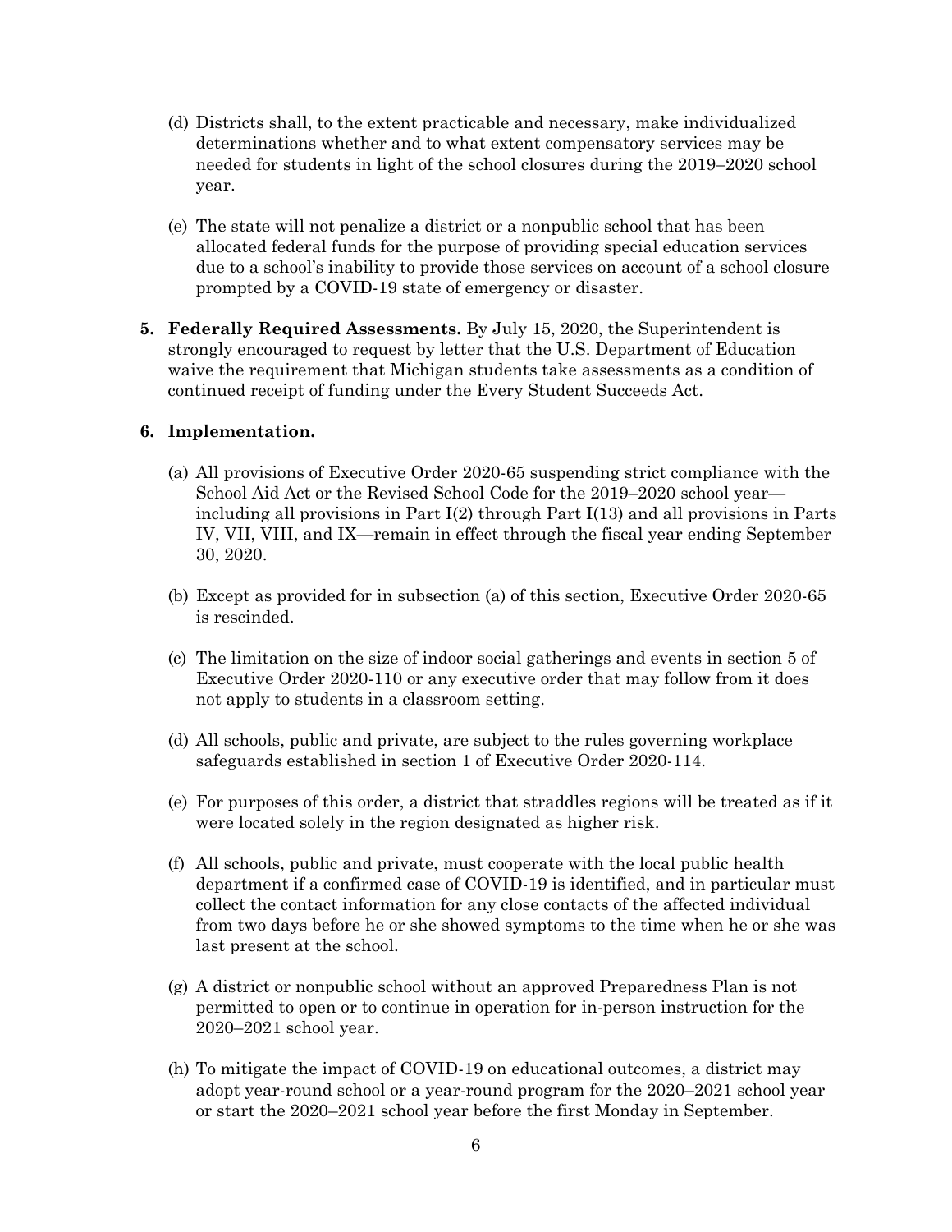(d) Districts shall, to the extent practicable and necessary, make individualized determinations whether and to what extent compensatory services may be needed for students in light of the school closures during the 2019–2020 school year.

(e) The state will not penalize a district or a nonpublic school that has been allocated federal funds for the purpose of providing special education services due to a school's inability to provide those services on account of a school closure prompted by a COVID-19 state of emergency or disaster.

**5. Federally Required Assessments.** By July 15, 2020, the Superintendent is strongly encouraged to request by letter that the U.S. Department of Education waive the requirement that Michigan students take assessments as a condition of continued receipt of funding under the Every Student Succeeds Act.

**6. Implementation.**

(a) All provisions of Executive Order 2020-65 suspending strict compliance with the School Aid Act or the Revised School Code for the 2019–2020 school year—including all provisions in Part I(2) through Part I(13) and all provisions in Parts IV, VII, VIII, and IX—remain in effect through the fiscal year ending September 30, 2020.

(b) Except as provided for in subsection (a) of this section, Executive Order 2020-65 is rescinded.

(c) The limitation on the size of indoor social gatherings and events in section 5 of Executive Order 2020-110 or any executive order that may follow from it does not apply to students in a classroom setting.

(d) All schools, public and private, are subject to the rules governing workplace safeguards established in section 1 of Executive Order 2020-114.

(e) For purposes of this order, a district that straddles regions will be treated as if it were located solely in the region designated as higher risk.

(f) All schools, public and private, must cooperate with the local public health department if a confirmed case of COVID-19 is identified, and in particular must collect the contact information for any close contacts of the affected individual from two days before he or she showed symptoms to the time when he or she was last present at the school.

(g) A district or nonpublic school without an approved Preparedness Plan is not permitted to open or to continue in operation for in-person instruction for the 2020–2021 school year.

(h) To mitigate the impact of COVID-19 on educational outcomes, a district may adopt year-round school or a year-round program for the 2020–2021 school year or start the 2020–2021 school year before the first Monday in September.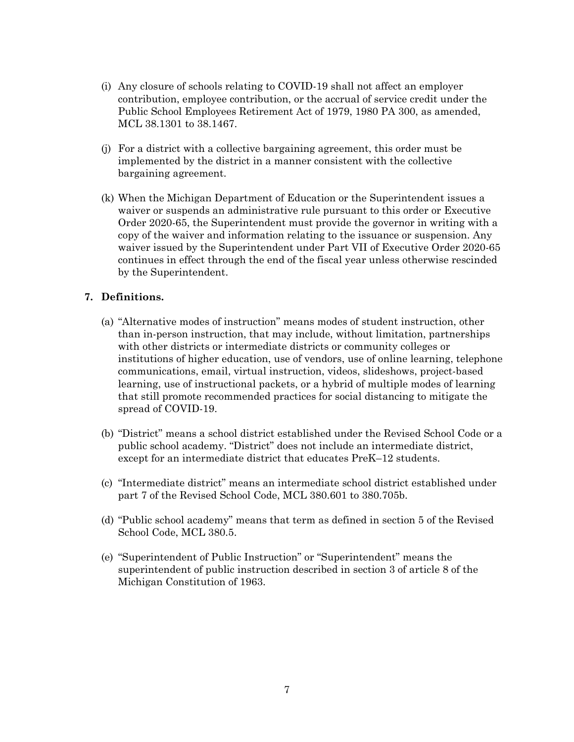(i) Any closure of schools relating to COVID-19 shall not affect an employer contribution, employee contribution, or the accrual of service credit under the Public School Employees Retirement Act of 1979, 1980 PA 300, as amended, MCL 38.1301 to 38.1467.

(j) For a district with a collective bargaining agreement, this order must be implemented by the district in a manner consistent with the collective bargaining agreement.

(k) When the Michigan Department of Education or the Superintendent issues a waiver or suspends an administrative rule pursuant to this order or Executive Order 2020-65, the Superintendent must provide the governor in writing with a copy of the waiver and information relating to the issuance or suspension. Any waiver issued by the Superintendent under Part VII of Executive Order 2020-65 continues in effect through the end of the fiscal year unless otherwise rescinded by the Superintendent.

**7. Definitions.**

(a) "Alternative modes of instruction" means modes of student instruction, other than in-person instruction, that may include, without limitation, partnerships with other districts or intermediate districts or community colleges or institutions of higher education, use of vendors, use of online learning, telephone communications, email, virtual instruction, videos, slideshows, project-based learning, use of instructional packets, or a hybrid of multiple modes of learning that still promote recommended practices for social distancing to mitigate the spread of COVID-19.

(b) "District" means a school district established under the Revised School Code or a public school academy. "District" does not include an intermediate district, except for an intermediate district that educates PreK–12 students.

(c) "Intermediate district" means an intermediate school district established under part 7 of the Revised School Code, MCL 380.601 to 380.705b.

(d) "Public school academy" means that term as defined in section 5 of the Revised School Code, MCL 380.5.

(e) "Superintendent of Public Instruction" or "Superintendent" means the superintendent of public instruction described in section 3 of article 8 of the Michigan Constitution of 1963.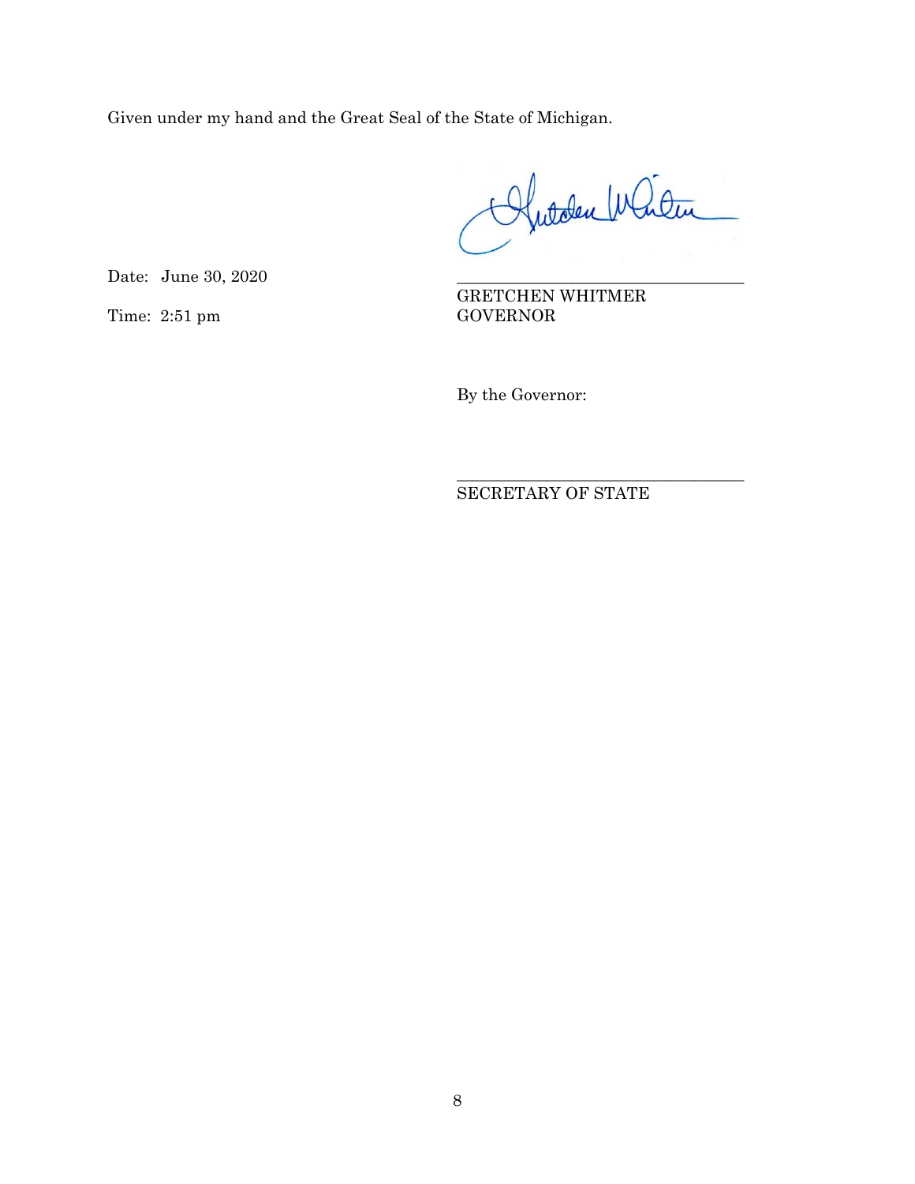Given under my hand and the Great Seal of the State of Michigan.

Date: June 30, 2020

Time: 2:51 pm

\_\_\_\_\_\_\_\_\_\_\_\_\_\_\_\_\_\_\_\_\_\_\_\_\_\_\_\_\_\_\_\_\_\_

GRETCHEN WHITMER
GOVERNOR

By the Governor:

\_\_\_\_\_\_\_\_\_\_\_\_\_\_\_\_\_\_\_\_\_\_\_\_\_\_\_\_\_\_\_\_\_\_

SECRETARY OF STATE